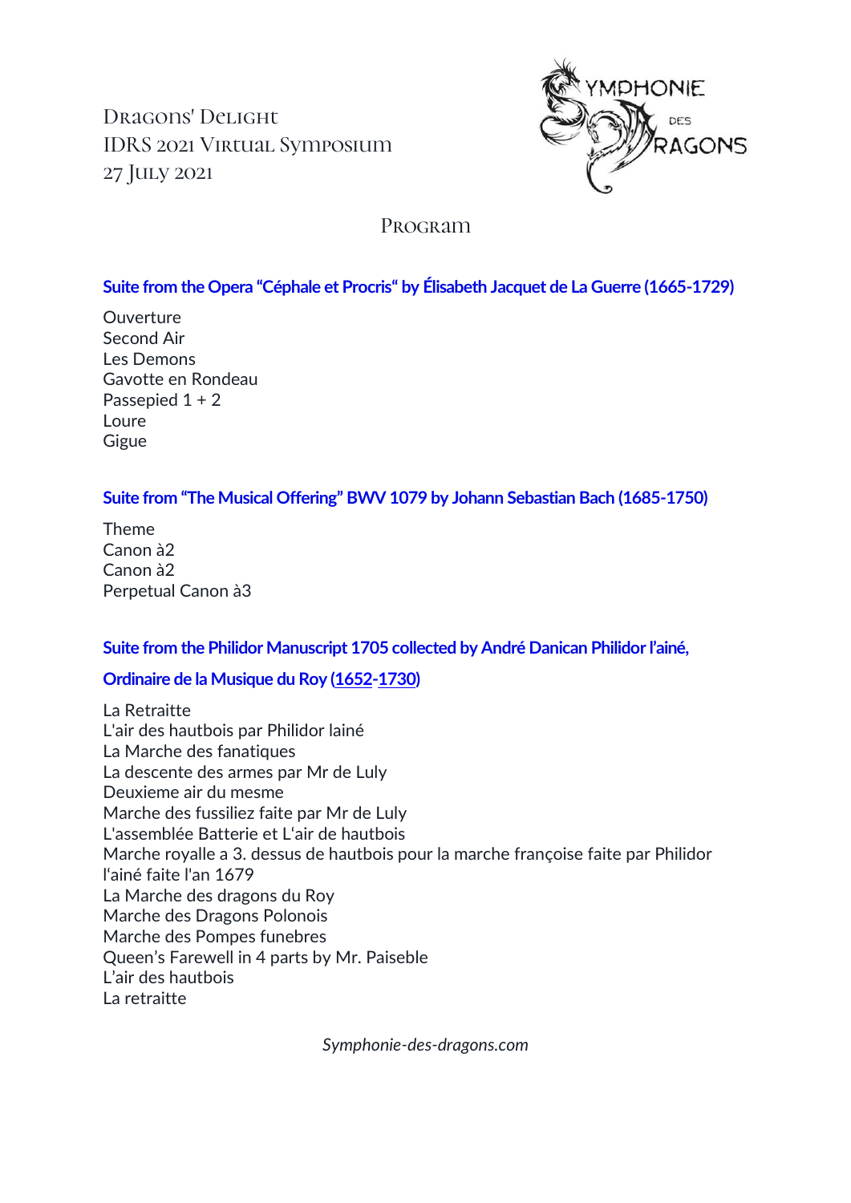Dragons' Delight
IDRS 2021 Virtual Symposium
27 July 2021

SYMPHONIE DES DRAGONS

# Program

## Suite from the Opera "Céphale et Procris" by Élisabeth Jacquet de La Guerre (1665-1729)

Ouverture
Second Air
Les Demons
Gavotte en Rondeau
Passepied 1 + 2
Loure
Gigue

## Suite from "The Musical Offering" BWV 1079 by Johann Sebastian Bach (1685-1750)

Theme
Canon à2
Canon à2
Perpetual Canon à3

## Suite from the Philidor Manuscript 1705 collected by André Danican Philidor l'ainé, Ordinaire de la Musique du Roy (1652-1730)

La Retraitte
L'air des hautbois par Philidor lainé
La Marche des fanatiques
La descente des armes par Mr de Luly
Deuxieme air du mesme
Marche des fussiliez faite par Mr de Luly
L'assemblée Batterie et L'air de hautbois
Marche royalle a 3. dessus de hautbois pour la marche françoise faite par Philidor l'ainé faite l'an 1679
La Marche des dragons du Roy
Marche des Dragons Polonois
Marche des Pompes funebres
Queen's Farewell in 4 parts by Mr. Paiseble
L'air des hautbois
La retraitte

*Symphonie-des-dragons.com*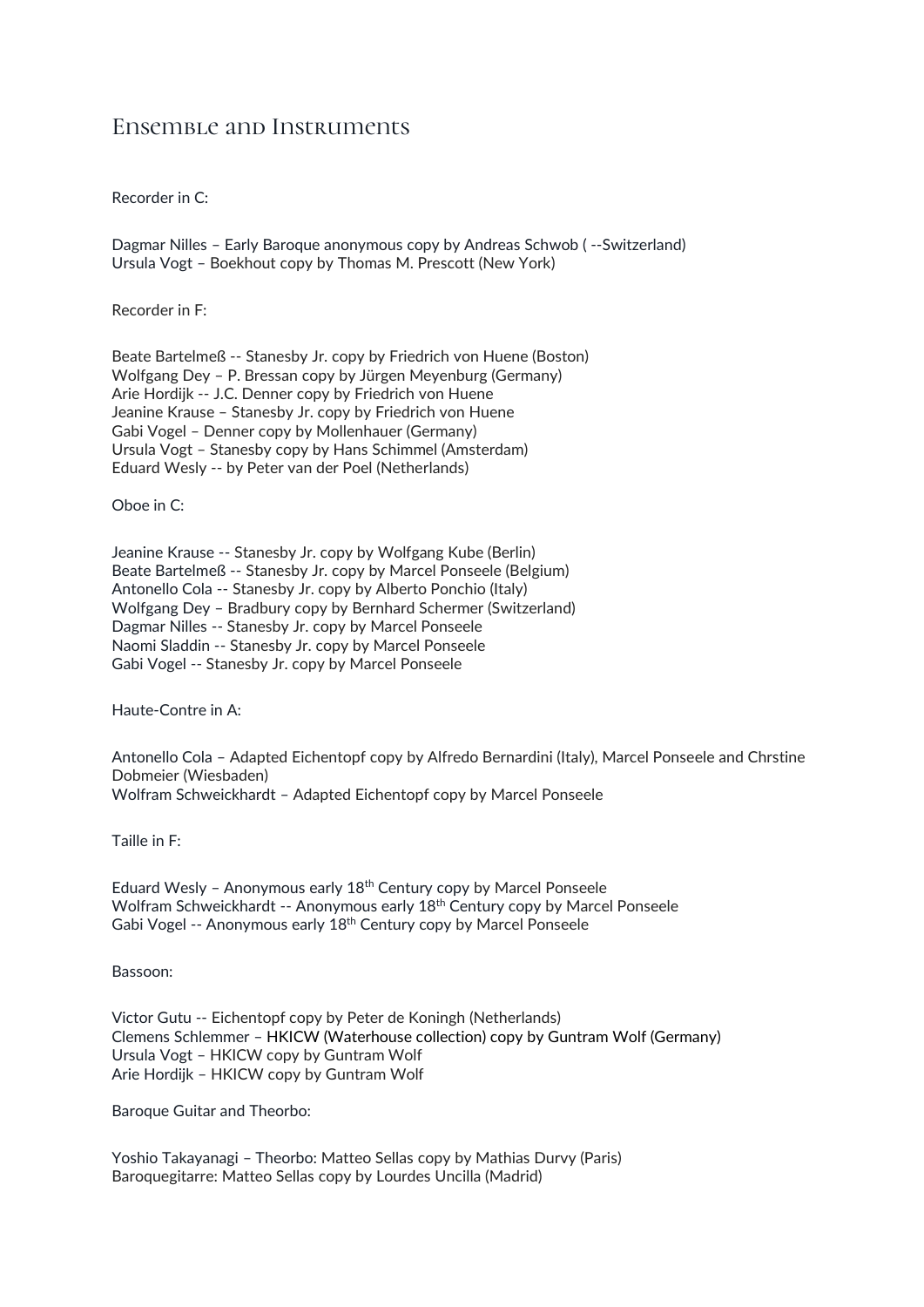## Ensemble and Instruments

Recorder in C:

Dagmar Nilles – Early Baroque anonymous copy by Andreas Schwob ( --Switzerland)
Ursula Vogt – Boekhout copy by Thomas M. Prescott (New York)

Recorder in F:

Beate Bartelmeß -- Stanesby Jr. copy by Friedrich von Huene (Boston)
Wolfgang Dey – P. Bressan copy by Jürgen Meyenburg (Germany)
Arie Hordijk -- J.C. Denner copy by Friedrich von Huene
Jeanine Krause – Stanesby Jr. copy by Friedrich von Huene
Gabi Vogel – Denner copy by Mollenhauer (Germany)
Ursula Vogt – Stanesby copy by Hans Schimmel (Amsterdam)
Eduard Wesly -- by Peter van der Poel (Netherlands)

Oboe in C:

Jeanine Krause -- Stanesby Jr. copy by Wolfgang Kube (Berlin)
Beate Bartelmeß -- Stanesby Jr. copy by Marcel Ponseele (Belgium)
Antonello Cola -- Stanesby Jr. copy by Alberto Ponchio (Italy)
Wolfgang Dey – Bradbury copy by Bernhard Schermer (Switzerland)
Dagmar Nilles -- Stanesby Jr. copy by Marcel Ponseele
Naomi Sladdin -- Stanesby Jr. copy by Marcel Ponseele
Gabi Vogel -- Stanesby Jr. copy by Marcel Ponseele

Haute-Contre in A:

Antonello Cola – Adapted Eichentopf copy by Alfredo Bernardini (Italy), Marcel Ponseele and Chrstine Dobmeier (Wiesbaden)
Wolfram Schweickhardt – Adapted Eichentopf copy by Marcel Ponseele

Taille in F:

Eduard Wesly – Anonymous early 18th Century copy by Marcel Ponseele
Wolfram Schweickhardt -- Anonymous early 18th Century copy by Marcel Ponseele
Gabi Vogel -- Anonymous early 18th Century copy by Marcel Ponseele

Bassoon:

Victor Gutu -- Eichentopf copy by Peter de Koningh (Netherlands)
Clemens Schlemmer – HKICW (Waterhouse collection) copy by Guntram Wolf (Germany)
Ursula Vogt – HKICW copy by Guntram Wolf
Arie Hordijk – HKICW copy by Guntram Wolf

Baroque Guitar and Theorbo:

Yoshio Takayanagi – Theorbo: Matteo Sellas copy by Mathias Durvy (Paris)
Baroquegitarre: Matteo Sellas copy by Lourdes Uncilla (Madrid)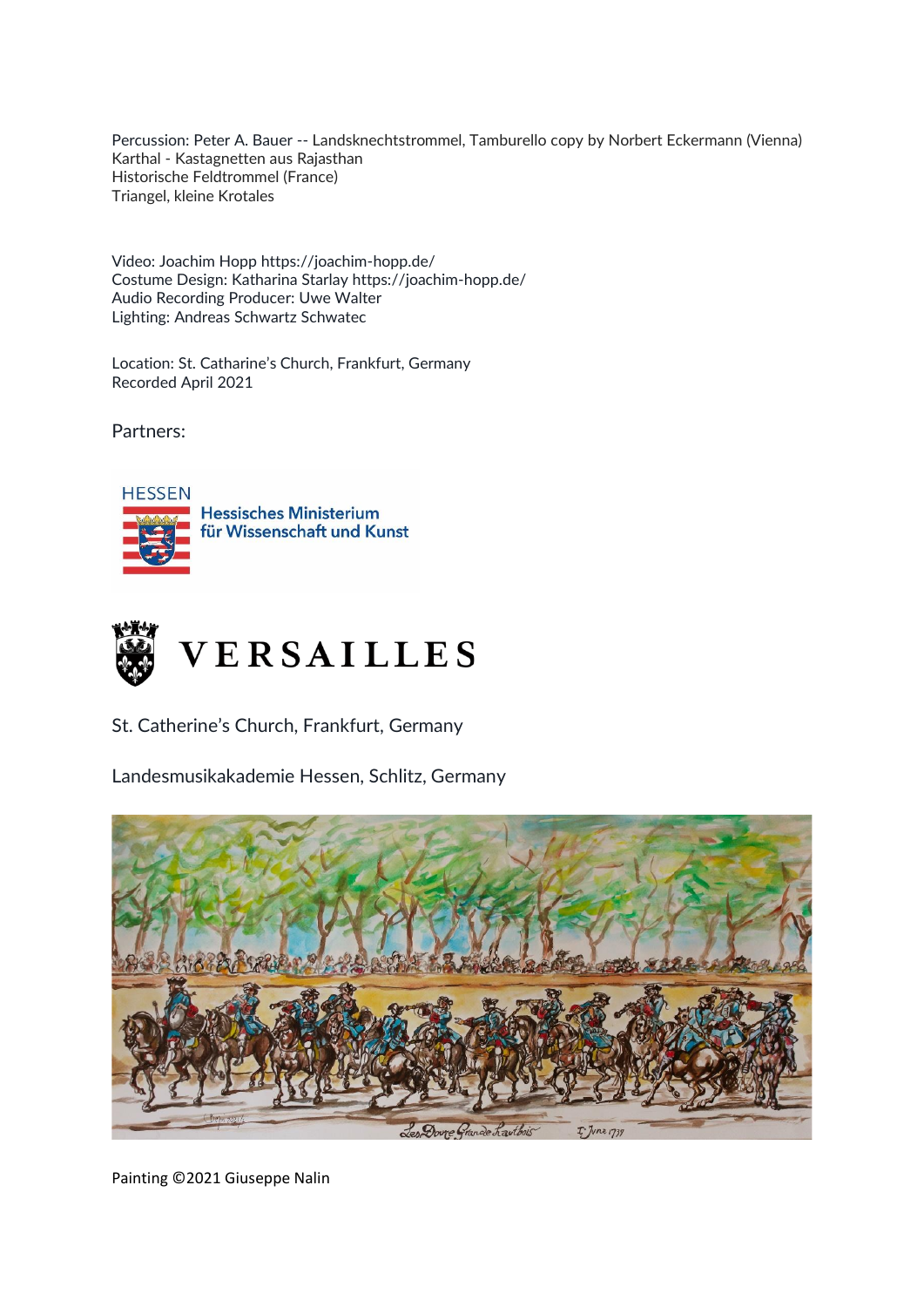Percussion: Peter A. Bauer -- Landsknechtstrommel, Tamburello copy by Norbert Eckermann (Vienna)
Karthal - Kastagnetten aus Rajasthan
Historische Feldtrommel (France)
Triangel, kleine Krotales

Video: Joachim Hopp https://joachim-hopp.de/
Costume Design: Katharina Starlay https://joachim-hopp.de/
Audio Recording Producer: Uwe Walter
Lighting: Andreas Schwartz Schwatec

Location: St. Catharine's Church, Frankfurt, Germany
Recorded April 2021

Partners:

HESSEN
Hessisches Ministerium für Wissenschaft und Kunst

VERSAILLES

St. Catherine's Church, Frankfurt, Germany

Landesmusikakademie Hessen, Schlitz, Germany

Painting ©2021 Giuseppe Nalin